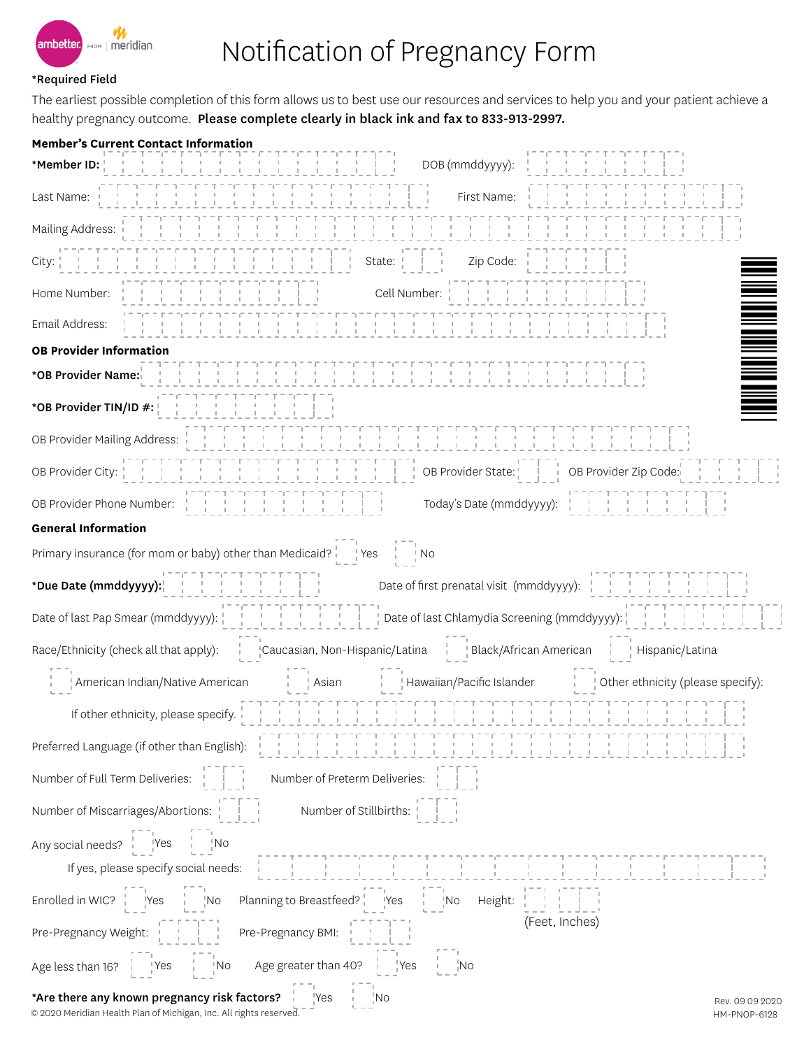# Notification of Pregnancy Form

**\*Required Field**

The earliest possible completion of this form allows us to best use our resources and services to help you and your patient achieve a healthy pregnancy outcome. **Please complete clearly in black ink and fax to 833-913-2997.**

**Member's Current Contact Information**

**\*Member ID:** DOB (mmddyyyy):

Last Name: First Name:

Mailing Address:

City: State: Zip Code:

Home Number: Cell Number:

Email Address:

**OB Provider Information**

**\*OB Provider Name:**

**\*OB Provider TIN/ID #:**

OB Provider Mailing Address:

OB Provider City: OB Provider State: OB Provider Zip Code:

OB Provider Phone Number: Today's Date (mmddyyyy):

**General Information**

Primary insurance (for mom or baby) other than Medicaid? Yes No

**\*Due Date (mmddyyyy):** Date of first prenatal visit (mmddyyyy):

Date of last Pap Smear (mmddyyyy): Date of last Chlamydia Screening (mmddyyyy):

Race/Ethnicity (check all that apply): Caucasian, Non-Hispanic/Latina Black/African American Hispanic/Latina American Indian/Native American Asian Hawaiian/Pacific Islander Other ethnicity (please specify):

If other ethnicity, please specify.

Preferred Language (if other than English):

Number of Full Term Deliveries: Number of Preterm Deliveries:

Number of Miscarriages/Abortions: Number of Stillbirths:

Any social needs? Yes No

If yes, please specify social needs:

Enrolled in WIC? Yes No Planning to Breastfeed? Yes No Height: (Feet, Inches)

Pre-Pregnancy Weight: Pre-Pregnancy BMI:

Age less than 16? Yes No Age greater than 40? Yes No

**\*Are there any known pregnancy risk factors?** Yes No

© 2020 Meridian Health Plan of Michigan, Inc. All rights reserved.

Rev. 09 09 2020
HM-PNOP-6128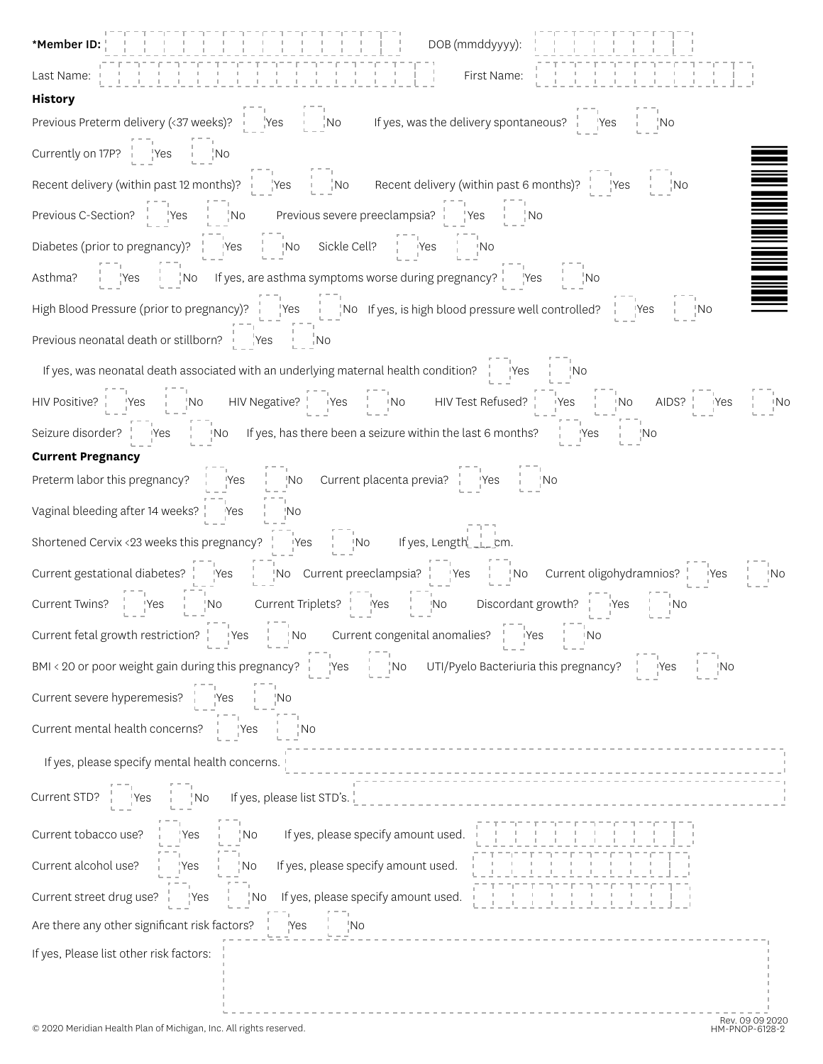**\*Member ID:** DOB (mmddyyyy):

Last Name: First Name:

**History**

Previous Preterm delivery (<37 weeks)? Yes No If yes, was the delivery spontaneous? Yes No

Currently on 17P? Yes No

Recent delivery (within past 12 months)? Yes No Recent delivery (within past 6 months)? Yes No

Previous C-Section? Yes No Previous severe preeclampsia? Yes No

Diabetes (prior to pregnancy)? Yes No Sickle Cell? Yes No

Asthma? Yes No If yes, are asthma symptoms worse during pregnancy? Yes No

High Blood Pressure (prior to pregnancy)? Yes No If yes, is high blood pressure well controlled? Yes No

Previous neonatal death or stillborn? Yes No

If yes, was neonatal death associated with an underlying maternal health condition? Yes No

HIV Positive? Yes No HIV Negative? Yes No HIV Test Refused? Yes No AIDS? Yes No

Seizure disorder? Yes No If yes, has there been a seizure within the last 6 months? Yes No

**Current Pregnancy**

Preterm labor this pregnancy? Yes No Current placenta previa? Yes No

Vaginal bleeding after 14 weeks? Yes No

Shortened Cervix <23 weeks this pregnancy? Yes No If yes, Length ___ cm.

Current gestational diabetes? Yes No Current preeclampsia? Yes No Current oligohydramnios? Yes No

Current Twins? Yes No Current Triplets? Yes No Discordant growth? Yes No

Current fetal growth restriction? Yes No Current congenital anomalies? Yes No

BMI < 20 or poor weight gain during this pregnancy? Yes No UTI/Pyelo Bacteriuria this pregnancy? Yes No

Current severe hyperemesis? Yes No

Current mental health concerns? Yes No

If yes, please specify mental health concerns.

Current STD? Yes No If yes, please list STD's.

Current tobacco use? Yes No If yes, please specify amount used.

Current alcohol use? Yes No If yes, please specify amount used.

Current street drug use? Yes No If yes, please specify amount used.

Are there any other significant risk factors? Yes No

If yes, Please list other risk factors:

© 2020 Meridian Health Plan of Michigan, Inc. All rights reserved.

Rev. 09 09 2020
HM-PNOP-6128-2